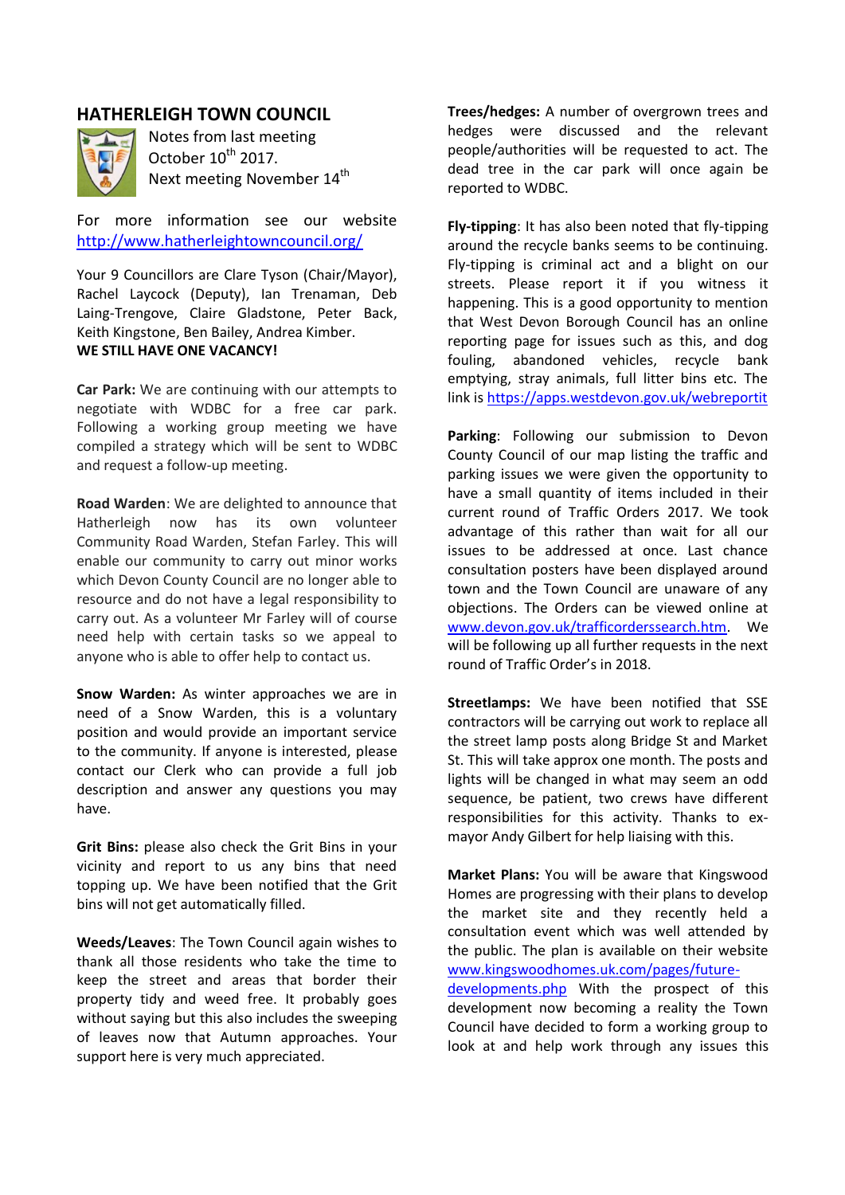## HATHERLEIGH TOWN COUNCIL

Notes from last meeting
October 10th 2017.
Next meeting November 14th

For more information see our website [http://www.hatherleightowncouncil.org/](http://www.hatherleightowncouncil.org/)

Your 9 Councillors are Clare Tyson (Chair/Mayor), Rachel Laycock (Deputy), Ian Trenaman, Deb Laing-Trengove, Claire Gladstone, Peter Back, Keith Kingstone, Ben Bailey, Andrea Kimber.
**WE STILL HAVE ONE VACANCY!**

**Car Park:** We are continuing with our attempts to negotiate with WDBC for a free car park. Following a working group meeting we have compiled a strategy which will be sent to WDBC and request a follow-up meeting.

**Road Warden**: We are delighted to announce that Hatherleigh now has its own volunteer Community Road Warden, Stefan Farley. This will enable our community to carry out minor works which Devon County Council are no longer able to resource and do not have a legal responsibility to carry out. As a volunteer Mr Farley will of course need help with certain tasks so we appeal to anyone who is able to offer help to contact us.

**Snow Warden:** As winter approaches we are in need of a Snow Warden, this is a voluntary position and would provide an important service to the community. If anyone is interested, please contact our Clerk who can provide a full job description and answer any questions you may have.

**Grit Bins:** please also check the Grit Bins in your vicinity and report to us any bins that need topping up. We have been notified that the Grit bins will not get automatically filled.

**Weeds/Leaves**: The Town Council again wishes to thank all those residents who take the time to keep the street and areas that border their property tidy and weed free. It probably goes without saying but this also includes the sweeping of leaves now that Autumn approaches. Your support here is very much appreciated.

**Trees/hedges:** A number of overgrown trees and hedges were discussed and the relevant people/authorities will be requested to act. The dead tree in the car park will once again be reported to WDBC.

**Fly-tipping**: It has also been noted that fly-tipping around the recycle banks seems to be continuing. Fly-tipping is criminal act and a blight on our streets. Please report it if you witness it happening. This is a good opportunity to mention that West Devon Borough Council has an online reporting page for issues such as this, and dog fouling, abandoned vehicles, recycle bank emptying, stray animals, full litter bins etc. The link is [https://apps.westdevon.gov.uk/webreportit](https://apps.westdevon.gov.uk/webreportit)

**Parking**: Following our submission to Devon County Council of our map listing the traffic and parking issues we were given the opportunity to have a small quantity of items included in their current round of Traffic Orders 2017. We took advantage of this rather than wait for all our issues to be addressed at once. Last chance consultation posters have been displayed around town and the Town Council are unaware of any objections. The Orders can be viewed online at [www.devon.gov.uk/trafficorderssearch.htm](www.devon.gov.uk/trafficorderssearch.htm). We will be following up all further requests in the next round of Traffic Order's in 2018.

**Streetlamps:** We have been notified that SSE contractors will be carrying out work to replace all the street lamp posts along Bridge St and Market St. This will take approx one month. The posts and lights will be changed in what may seem an odd sequence, be patient, two crews have different responsibilities for this activity. Thanks to ex-mayor Andy Gilbert for help liaising with this.

**Market Plans:** You will be aware that Kingswood Homes are progressing with their plans to develop the market site and they recently held a consultation event which was well attended by the public. The plan is available on their website [www.kingswoodhomes.uk.com/pages/future-developments.php](www.kingswoodhomes.uk.com/pages/future-developments.php) With the prospect of this development now becoming a reality the Town Council have decided to form a working group to look at and help work through any issues this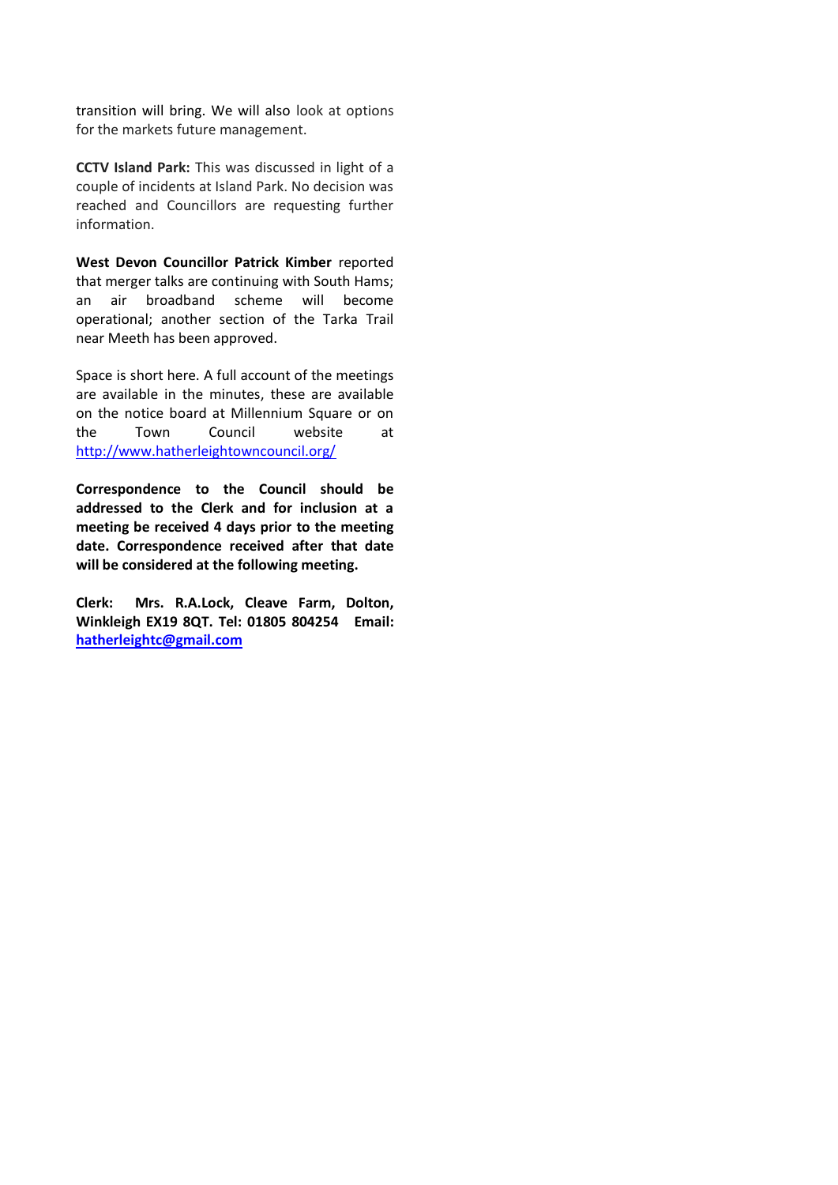transition will bring. We will also look at options for the markets future management.

**CCTV Island Park:** This was discussed in light of a couple of incidents at Island Park. No decision was reached and Councillors are requesting further information.

**West Devon Councillor Patrick Kimber** reported that merger talks are continuing with South Hams; an air broadband scheme will become operational; another section of the Tarka Trail near Meeth has been approved.

Space is short here. A full account of the meetings are available in the minutes, these are available on the notice board at Millennium Square or on the Town Council website at [http://www.hatherleightowncouncil.org/](http://www.hatherleightowncouncil.org/)

**Correspondence to the Council should be addressed to the Clerk and for inclusion at a meeting be received 4 days prior to the meeting date. Correspondence received after that date will be considered at the following meeting.**

**Clerk: Mrs. R.A.Lock, Cleave Farm, Dolton, Winkleigh EX19 8QT. Tel: 01805 804254 Email: [hatherleightc@gmail.com](mailto:hatherleightc@gmail.com)**